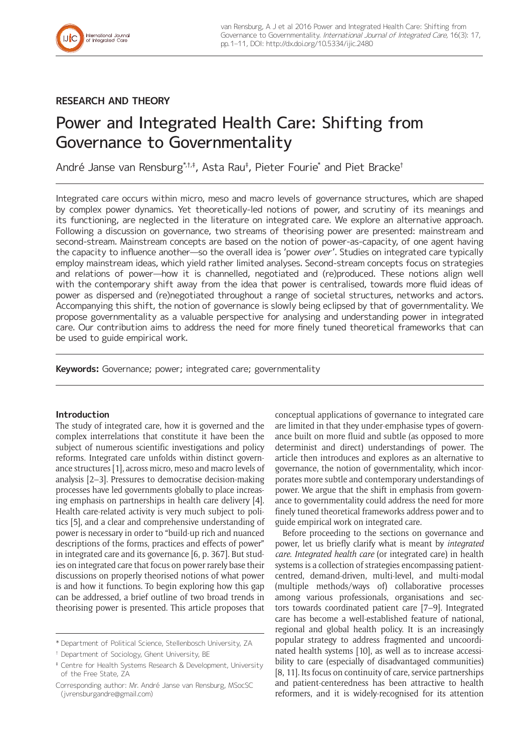RESEARCH AND THEORY

# Power and Integrated Health Care: Shifting from Governance to Governmentality

André Janse van Rensburg[*,†,‡], Asta Rau[‡], Pieter Fourie[*] and Piet Bracke[†]

Integrated care occurs within micro, meso and macro levels of governance structures, which are shaped by complex power dynamics. Yet theoretically-led notions of power, and scrutiny of its meanings and its functioning, are neglected in the literature on integrated care. We explore an alternative approach. Following a discussion on governance, two streams of theorising power are presented: mainstream and second-stream. Mainstream concepts are based on the notion of power-as-capacity, of one agent having the capacity to influence another—so the overall idea is 'power *over*'. Studies on integrated care typically employ mainstream ideas, which yield rather limited analyses. Second-stream concepts focus on strategies and relations of power—how it is channelled, negotiated and (re)produced. These notions align well with the contemporary shift away from the idea that power is centralised, towards more fluid ideas of power as dispersed and (re)negotiated throughout a range of societal structures, networks and actors. Accompanying this shift, the notion of governance is slowly being eclipsed by that of governmentality. We propose governmentality as a valuable perspective for analysing and understanding power in integrated care. Our contribution aims to address the need for more finely tuned theoretical frameworks that can be used to guide empirical work.

**Keywords:** Governance; power; integrated care; governmentality

## Introduction

The study of integrated care, how it is governed and the complex interrelations that constitute it have been the subject of numerous scientific investigations and policy reforms. Integrated care unfolds within distinct governance structures [1], across micro, meso and macro levels of analysis [2–3]. Pressures to democratise decision-making processes have led governments globally to place increasing emphasis on partnerships in health care delivery [4]. Health care-related activity is very much subject to politics [5], and a clear and comprehensive understanding of power is necessary in order to "build-up rich and nuanced descriptions of the forms, practices and effects of power" in integrated care and its governance [6, p. 367]. But studies on integrated care that focus on power rarely base their discussions on properly theorised notions of what power is and how it functions. To begin exploring how this gap can be addressed, a brief outline of two broad trends in theorising power is presented. This article proposes that conceptual applications of governance to integrated care are limited in that they under-emphasise types of governance built on more fluid and subtle (as opposed to more determinist and direct) understandings of power. The article then introduces and explores as an alternative to governance, the notion of governmentality, which incorporates more subtle and contemporary understandings of power. We argue that the shift in emphasis from governance to governmentality could address the need for more finely tuned theoretical frameworks address power and to guide empirical work on integrated care.

Before proceeding to the sections on governance and power, let us briefly clarify what is meant by *integrated care*. *Integrated health care* (or integrated care) in health systems is a collection of strategies encompassing patient-centred, demand-driven, multi-level, and multi-modal (multiple methods/ways of) collaborative processes among various professionals, organisations and sectors towards coordinated patient care [7–9]. Integrated care has become a well-established feature of national, regional and global health policy. It is an increasingly popular strategy to address fragmented and uncoordinated health systems [10], as well as to increase accessibility to care (especially of disadvantaged communities) [8, 11]. Its focus on continuity of care, service partnerships and patient-centeredness has been attractive to health reformers, and it is widely-recognised for its attention

[*] Department of Political Science, Stellenbosch University, ZA

[†] Department of Sociology, Ghent University, BE

[‡] Centre for Health Systems Research & Development, University of the Free State, ZA

Corresponding author: Mr. André Janse van Rensburg, MSocSC (jvrensburgandre@gmail.com)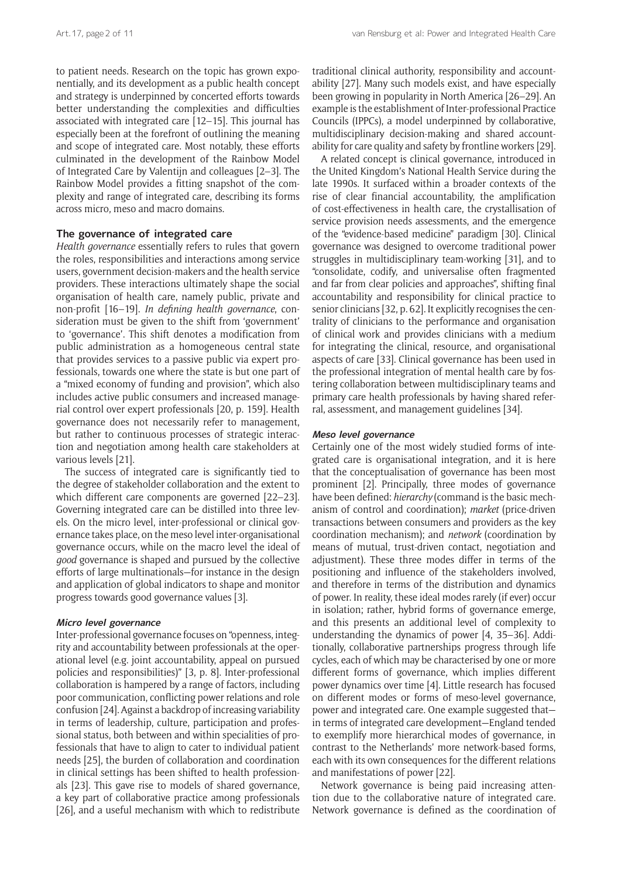to patient needs. Research on the topic has grown exponentially, and its development as a public health concept and strategy is underpinned by concerted efforts towards better understanding the complexities and difficulties associated with integrated care [12–15]. This journal has especially been at the forefront of outlining the meaning and scope of integrated care. Most notably, these efforts culminated in the development of the Rainbow Model of Integrated Care by Valentijn and colleagues [2–3]. The Rainbow Model provides a fitting snapshot of the complexity and range of integrated care, describing its forms across micro, meso and macro domains.

## The governance of integrated care

*Health governance* essentially refers to rules that govern the roles, responsibilities and interactions among service users, government decision-makers and the health service providers. These interactions ultimately shape the social organisation of health care, namely public, private and non-profit [16–19]. *In defining health governance*, consideration must be given to the shift from 'government' to 'governance'. This shift denotes a modification from public administration as a homogeneous central state that provides services to a passive public via expert professionals, towards one where the state is but one part of a "mixed economy of funding and provision", which also includes active public consumers and increased managerial control over expert professionals [20, p. 159]. Health governance does not necessarily refer to management, but rather to continuous processes of strategic interaction and negotiation among health care stakeholders at various levels [21].

The success of integrated care is significantly tied to the degree of stakeholder collaboration and the extent to which different care components are governed [22–23]. Governing integrated care can be distilled into three levels. On the micro level, inter-professional or clinical governance takes place, on the meso level inter-organisational governance occurs, while on the macro level the ideal of *good* governance is shaped and pursued by the collective efforts of large multinationals—for instance in the design and application of global indicators to shape and monitor progress towards good governance values [3].

### Micro level governance

Inter-professional governance focuses on "openness, integrity and accountability between professionals at the operational level (e.g. joint accountability, appeal on pursued policies and responsibilities)" [3, p. 8]. Inter-professional collaboration is hampered by a range of factors, including poor communication, conflicting power relations and role confusion [24]. Against a backdrop of increasing variability in terms of leadership, culture, participation and professional status, both between and within specialities of professionals that have to align to cater to individual patient needs [25], the burden of collaboration and coordination in clinical settings has been shifted to health professionals [23]. This gave rise to models of shared governance, a key part of collaborative practice among professionals [26], and a useful mechanism with which to redistribute traditional clinical authority, responsibility and accountability [27]. Many such models exist, and have especially been growing in popularity in North America [26–29]. An example is the establishment of Inter-professional Practice Councils (IPPCs), a model underpinned by collaborative, multidisciplinary decision-making and shared accountability for care quality and safety by frontline workers [29].

A related concept is clinical governance, introduced in the United Kingdom's National Health Service during the late 1990s. It surfaced within a broader contexts of the rise of clear financial accountability, the amplification of cost-effectiveness in health care, the crystallisation of service provision needs assessments, and the emergence of the "evidence-based medicine" paradigm [30]. Clinical governance was designed to overcome traditional power struggles in multidisciplinary team-working [31], and to "consolidate, codify, and universalise often fragmented and far from clear policies and approaches", shifting final accountability and responsibility for clinical practice to senior clinicians [32, p. 62]. It explicitly recognises the centrality of clinicians to the performance and organisation of clinical work and provides clinicians with a medium for integrating the clinical, resource, and organisational aspects of care [33]. Clinical governance has been used in the professional integration of mental health care by fostering collaboration between multidisciplinary teams and primary care health professionals by having shared referral, assessment, and management guidelines [34].

### Meso level governance

Certainly one of the most widely studied forms of integrated care is organisational integration, and it is here that the conceptualisation of governance has been most prominent [2]. Principally, three modes of governance have been defined: *hierarchy* (command is the basic mechanism of control and coordination); *market* (price-driven transactions between consumers and providers as the key coordination mechanism); and *network* (coordination by means of mutual, trust-driven contact, negotiation and adjustment). These three modes differ in terms of the positioning and influence of the stakeholders involved, and therefore in terms of the distribution and dynamics of power. In reality, these ideal modes rarely (if ever) occur in isolation; rather, hybrid forms of governance emerge, and this presents an additional level of complexity to understanding the dynamics of power [4, 35–36]. Additionally, collaborative partnerships progress through life cycles, each of which may be characterised by one or more different forms of governance, which implies different power dynamics over time [4]. Little research has focused on different modes or forms of meso-level governance, power and integrated care. One example suggested that—in terms of integrated care development—England tended to exemplify more hierarchical modes of governance, in contrast to the Netherlands' more network-based forms, each with its own consequences for the different relations and manifestations of power [22].

Network governance is being paid increasing attention due to the collaborative nature of integrated care. Network governance is defined as the coordination of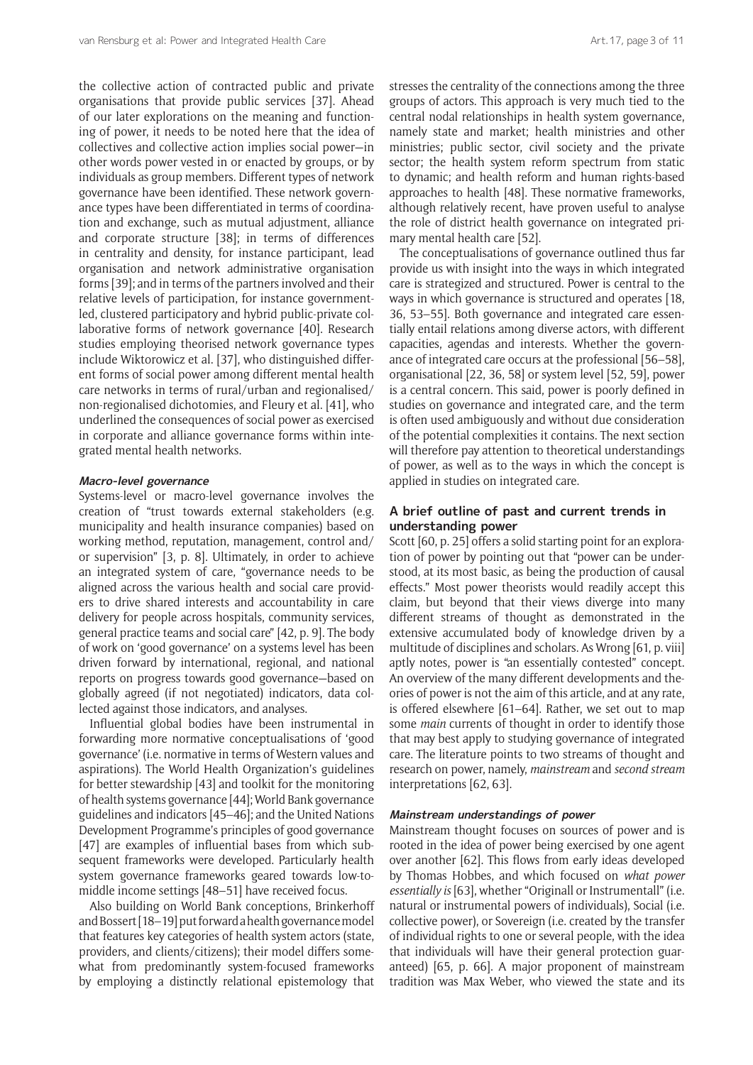the collective action of contracted public and private organisations that provide public services [37]. Ahead of our later explorations on the meaning and functioning of power, it needs to be noted here that the idea of collectives and collective action implies social power—in other words power vested in or enacted by groups, or by individuals as group members. Different types of network governance have been identified. These network governance types have been differentiated in terms of coordination and exchange, such as mutual adjustment, alliance and corporate structure [38]; in terms of differences in centrality and density, for instance participant, lead organisation and network administrative organisation forms [39]; and in terms of the partners involved and their relative levels of participation, for instance government-led, clustered participatory and hybrid public-private collaborative forms of network governance [40]. Research studies employing theorised network governance types include Wiktorowicz et al. [37], who distinguished different forms of social power among different mental health care networks in terms of rural/urban and regionalised/non-regionalised dichotomies, and Fleury et al. [41], who underlined the consequences of social power as exercised in corporate and alliance governance forms within integrated mental health networks.

#### *Macro-level governance*

Systems-level or macro-level governance involves the creation of "trust towards external stakeholders (e.g. municipality and health insurance companies) based on working method, reputation, management, control and/or supervision" [3, p. 8]. Ultimately, in order to achieve an integrated system of care, "governance needs to be aligned across the various health and social care providers to drive shared interests and accountability in care delivery for people across hospitals, community services, general practice teams and social care" [42, p. 9]. The body of work on 'good governance' on a systems level has been driven forward by international, regional, and national reports on progress towards good governance—based on globally agreed (if not negotiated) indicators, data collected against those indicators, and analyses.

Influential global bodies have been instrumental in forwarding more normative conceptualisations of 'good governance' (i.e. normative in terms of Western values and aspirations). The World Health Organization's guidelines for better stewardship [43] and toolkit for the monitoring of health systems governance [44]; World Bank governance guidelines and indicators [45–46]; and the United Nations Development Programme's principles of good governance [47] are examples of influential bases from which subsequent frameworks were developed. Particularly health system governance frameworks geared towards low-to-middle income settings [48–51] have received focus.

Also building on World Bank conceptions, Brinkerhoff and Bossert [18–19] put forward a health governance model that features key categories of health system actors (state, providers, and clients/citizens); their model differs somewhat from predominantly system-focused frameworks by employing a distinctly relational epistemology that stresses the centrality of the connections among the three groups of actors. This approach is very much tied to the central nodal relationships in health system governance, namely state and market; health ministries and other ministries; public sector, civil society and the private sector; the health system reform spectrum from static to dynamic; and health reform and human rights-based approaches to health [48]. These normative frameworks, although relatively recent, have proven useful to analyse the role of district health governance on integrated primary mental health care [52].

The conceptualisations of governance outlined thus far provide us with insight into the ways in which integrated care is strategized and structured. Power is central to the ways in which governance is structured and operates [18, 36, 53–55]. Both governance and integrated care essentially entail relations among diverse actors, with different capacities, agendas and interests. Whether the governance of integrated care occurs at the professional [56–58], organisational [22, 36, 58] or system level [52, 59], power is a central concern. This said, power is poorly defined in studies on governance and integrated care, and the term is often used ambiguously and without due consideration of the potential complexities it contains. The next section will therefore pay attention to theoretical understandings of power, as well as to the ways in which the concept is applied in studies on integrated care.

### A brief outline of past and current trends in understanding power

Scott [60, p. 25] offers a solid starting point for an exploration of power by pointing out that "power can be understood, at its most basic, as being the production of causal effects." Most power theorists would readily accept this claim, but beyond that their views diverge into many different streams of thought as demonstrated in the extensive accumulated body of knowledge driven by a multitude of disciplines and scholars. As Wrong [61, p. viii] aptly notes, power is "an essentially contested" concept. An overview of the many different developments and theories of power is not the aim of this article, and at any rate, is offered elsewhere [61–64]. Rather, we set out to map some *main* currents of thought in order to identify those that may best apply to studying governance of integrated care. The literature points to two streams of thought and research on power, namely, *mainstream* and *second stream* interpretations [62, 63].

#### *Mainstream understandings of power*

Mainstream thought focuses on sources of power and is rooted in the idea of power being exercised by one agent over another [62]. This flows from early ideas developed by Thomas Hobbes, and which focused on *what power essentially is* [63], whether "Originall or Instrumentall" (i.e. natural or instrumental powers of individuals), Social (i.e. collective power), or Sovereign (i.e. created by the transfer of individual rights to one or several people, with the idea that individuals will have their general protection guaranteed) [65, p. 66]. A major proponent of mainstream tradition was Max Weber, who viewed the state and its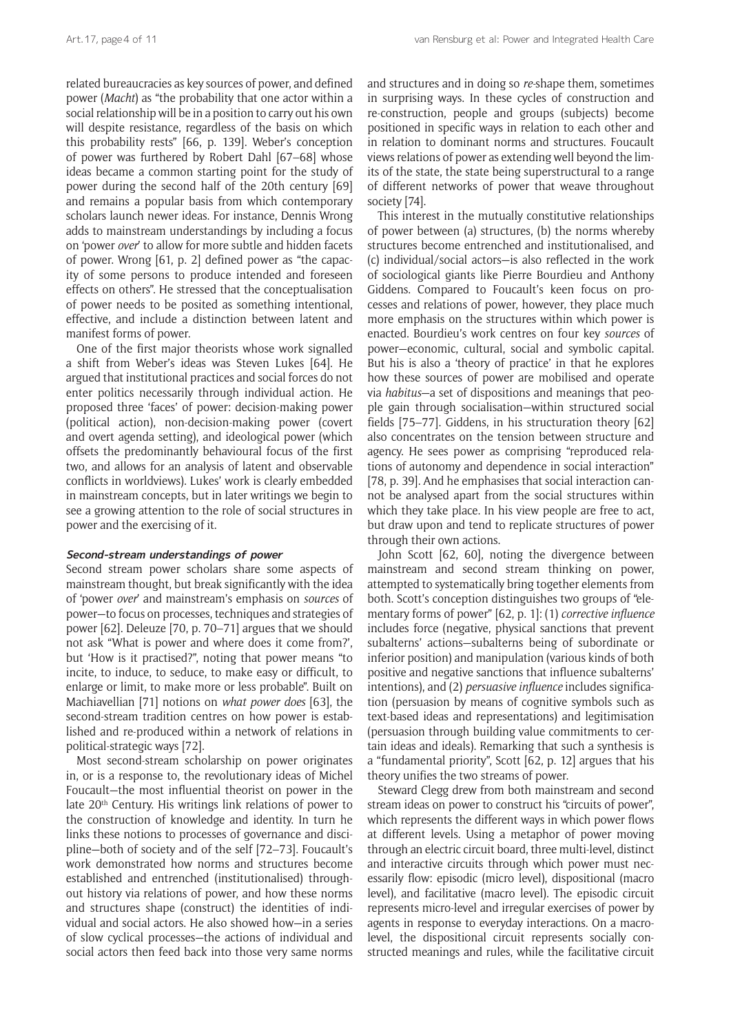related bureaucracies as key sources of power, and defined power (*Macht*) as "the probability that one actor within a social relationship will be in a position to carry out his own will despite resistance, regardless of the basis on which this probability rests" [66, p. 139]. Weber's conception of power was furthered by Robert Dahl [67–68] whose ideas became a common starting point for the study of power during the second half of the 20th century [69] and remains a popular basis from which contemporary scholars launch newer ideas. For instance, Dennis Wrong adds to mainstream understandings by including a focus on 'power *over*' to allow for more subtle and hidden facets of power. Wrong [61, p. 2] defined power as "the capacity of some persons to produce intended and foreseen effects on others". He stressed that the conceptualisation of power needs to be posited as something intentional, effective, and include a distinction between latent and manifest forms of power.

One of the first major theorists whose work signalled a shift from Weber's ideas was Steven Lukes [64]. He argued that institutional practices and social forces do not enter politics necessarily through individual action. He proposed three 'faces' of power: decision-making power (political action), non-decision-making power (covert and overt agenda setting), and ideological power (which offsets the predominantly behavioural focus of the first two, and allows for an analysis of latent and observable conflicts in worldviews). Lukes' work is clearly embedded in mainstream concepts, but in later writings we begin to see a growing attention to the role of social structures in power and the exercising of it.

#### Second-stream understandings of power

Second stream power scholars share some aspects of mainstream thought, but break significantly with the idea of 'power *over*' and mainstream's emphasis on *sources* of power—to focus on processes, techniques and strategies of power [62]. Deleuze [70, p. 70–71] argues that we should not ask "What is power and where does it come from?', but 'How is it practised?", noting that power means "to incite, to induce, to seduce, to make easy or difficult, to enlarge or limit, to make more or less probable". Built on Machiavellian [71] notions on *what power does* [63], the second-stream tradition centres on how power is established and re-produced within a network of relations in political-strategic ways [72].

Most second-stream scholarship on power originates in, or is a response to, the revolutionary ideas of Michel Foucault—the most influential theorist on power in the late 20th Century. His writings link relations of power to the construction of knowledge and identity. In turn he links these notions to processes of governance and discipline—both of society and of the self [72–73]. Foucault's work demonstrated how norms and structures become established and entrenched (institutionalised) throughout history via relations of power, and how these norms and structures shape (construct) the identities of individual and social actors. He also showed how—in a series of slow cyclical processes—the actions of individual and social actors then feed back into those very same norms and structures and in doing so *re*-shape them, sometimes in surprising ways. In these cycles of construction and re-construction, people and groups (subjects) become positioned in specific ways in relation to each other and in relation to dominant norms and structures. Foucault views relations of power as extending well beyond the limits of the state, the state being superstructural to a range of different networks of power that weave throughout society [74].

This interest in the mutually constitutive relationships of power between (a) structures, (b) the norms whereby structures become entrenched and institutionalised, and (c) individual/social actors—is also reflected in the work of sociological giants like Pierre Bourdieu and Anthony Giddens. Compared to Foucault's keen focus on processes and relations of power, however, they place much more emphasis on the structures within which power is enacted. Bourdieu's work centres on four key *sources* of power—economic, cultural, social and symbolic capital. But his is also a 'theory of practice' in that he explores how these sources of power are mobilised and operate via *habitus*—a set of dispositions and meanings that people gain through socialisation—within structured social fields [75–77]. Giddens, in his structuration theory [62] also concentrates on the tension between structure and agency. He sees power as comprising "reproduced relations of autonomy and dependence in social interaction" [78, p. 39]. And he emphasises that social interaction cannot be analysed apart from the social structures within which they take place. In his view people are free to act, but draw upon and tend to replicate structures of power through their own actions.

John Scott [62, 60], noting the divergence between mainstream and second stream thinking on power, attempted to systematically bring together elements from both. Scott's conception distinguishes two groups of "elementary forms of power" [62, p. 1]: (1) *corrective influence* includes force (negative, physical sanctions that prevent subalterns' actions—subalterns being of subordinate or inferior position) and manipulation (various kinds of both positive and negative sanctions that influence subalterns' intentions), and (2) *persuasive influence* includes signification (persuasion by means of cognitive symbols such as text-based ideas and representations) and legitimisation (persuasion through building value commitments to certain ideas and ideals). Remarking that such a synthesis is a "fundamental priority", Scott [62, p. 12] argues that his theory unifies the two streams of power.

Steward Clegg drew from both mainstream and second stream ideas on power to construct his "circuits of power", which represents the different ways in which power flows at different levels. Using a metaphor of power moving through an electric circuit board, three multi-level, distinct and interactive circuits through which power must necessarily flow: episodic (micro level), dispositional (macro level), and facilitative (macro level). The episodic circuit represents micro-level and irregular exercises of power by agents in response to everyday interactions. On a macro-level, the dispositional circuit represents socially constructed meanings and rules, while the facilitative circuit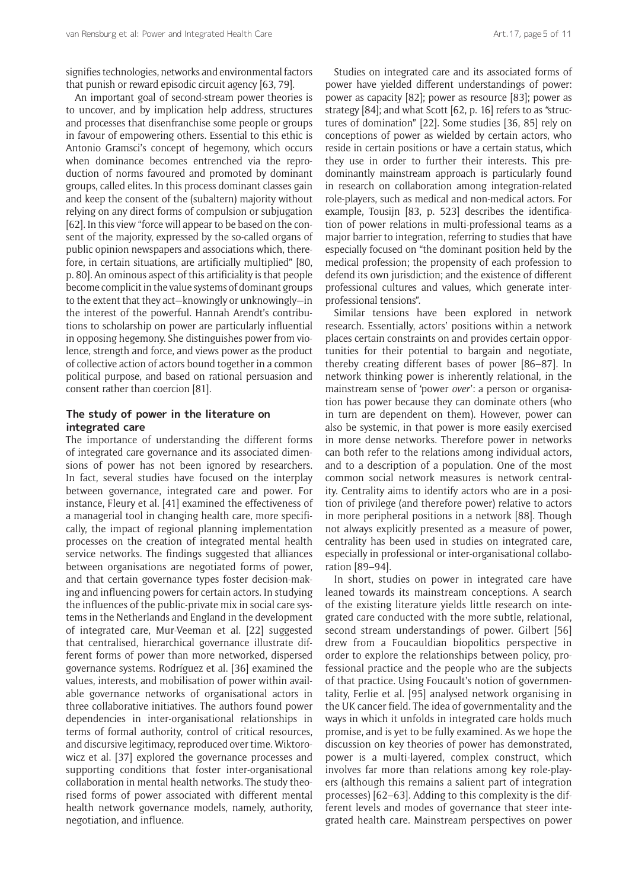signifies technologies, networks and environmental factors that punish or reward episodic circuit agency [63, 79].

An important goal of second-stream power theories is to uncover, and by implication help address, structures and processes that disenfranchise some people or groups in favour of empowering others. Essential to this ethic is Antonio Gramsci's concept of hegemony, which occurs when dominance becomes entrenched via the reproduction of norms favoured and promoted by dominant groups, called elites. In this process dominant classes gain and keep the consent of the (subaltern) majority without relying on any direct forms of compulsion or subjugation [62]. In this view "force will appear to be based on the consent of the majority, expressed by the so-called organs of public opinion newspapers and associations which, therefore, in certain situations, are artificially multiplied" [80, p. 80]. An ominous aspect of this artificiality is that people become complicit in the value systems of dominant groups to the extent that they act—knowingly or unknowingly—in the interest of the powerful. Hannah Arendt's contributions to scholarship on power are particularly influential in opposing hegemony. She distinguishes power from violence, strength and force, and views power as the product of collective action of actors bound together in a common political purpose, and based on rational persuasion and consent rather than coercion [81].

## The study of power in the literature on integrated care

The importance of understanding the different forms of integrated care governance and its associated dimensions of power has not been ignored by researchers. In fact, several studies have focused on the interplay between governance, integrated care and power. For instance, Fleury et al. [41] examined the effectiveness of a managerial tool in changing health care, more specifically, the impact of regional planning implementation processes on the creation of integrated mental health service networks. The findings suggested that alliances between organisations are negotiated forms of power, and that certain governance types foster decision-making and influencing powers for certain actors. In studying the influences of the public-private mix in social care systems in the Netherlands and England in the development of integrated care, Mur-Veeman et al. [22] suggested that centralised, hierarchical governance illustrate different forms of power than more networked, dispersed governance systems. Rodríguez et al. [36] examined the values, interests, and mobilisation of power within available governance networks of organisational actors in three collaborative initiatives. The authors found power dependencies in inter-organisational relationships in terms of formal authority, control of critical resources, and discursive legitimacy, reproduced over time. Wiktorowicz et al. [37] explored the governance processes and supporting conditions that foster inter-organisational collaboration in mental health networks. The study theorised forms of power associated with different mental health network governance models, namely, authority, negotiation, and influence.

Studies on integrated care and its associated forms of power have yielded different understandings of power: power as capacity [82]; power as resource [83]; power as strategy [84]; and what Scott [62, p. 16] refers to as "structures of domination" [22]. Some studies [36, 85] rely on conceptions of power as wielded by certain actors, who reside in certain positions or have a certain status, which they use in order to further their interests. This predominantly mainstream approach is particularly found in research on collaboration among integration-related role-players, such as medical and non-medical actors. For example, Tousijn [83, p. 523] describes the identification of power relations in multi-professional teams as a major barrier to integration, referring to studies that have especially focused on "the dominant position held by the medical profession; the propensity of each profession to defend its own jurisdiction; and the existence of different professional cultures and values, which generate inter-professional tensions".

Similar tensions have been explored in network research. Essentially, actors' positions within a network places certain constraints on and provides certain opportunities for their potential to bargain and negotiate, thereby creating different bases of power [86–87]. In network thinking power is inherently relational, in the mainstream sense of 'power *over*': a person or organisation has power because they can dominate others (who in turn are dependent on them). However, power can also be systemic, in that power is more easily exercised in more dense networks. Therefore power in networks can both refer to the relations among individual actors, and to a description of a population. One of the most common social network measures is network centrality. Centrality aims to identify actors who are in a position of privilege (and therefore power) relative to actors in more peripheral positions in a network [88]. Though not always explicitly presented as a measure of power, centrality has been used in studies on integrated care, especially in professional or inter-organisational collaboration [89–94].

In short, studies on power in integrated care have leaned towards its mainstream conceptions. A search of the existing literature yields little research on integrated care conducted with the more subtle, relational, second stream understandings of power. Gilbert [56] drew from a Foucauldian biopolitics perspective in order to explore the relationships between policy, professional practice and the people who are the subjects of that practice. Using Foucault's notion of governmentality, Ferlie et al. [95] analysed network organising in the UK cancer field. The idea of governmentality and the ways in which it unfolds in integrated care holds much promise, and is yet to be fully examined. As we hope the discussion on key theories of power has demonstrated, power is a multi-layered, complex construct, which involves far more than relations among key role-players (although this remains a salient part of integration processes) [62–63]. Adding to this complexity is the different levels and modes of governance that steer integrated health care. Mainstream perspectives on power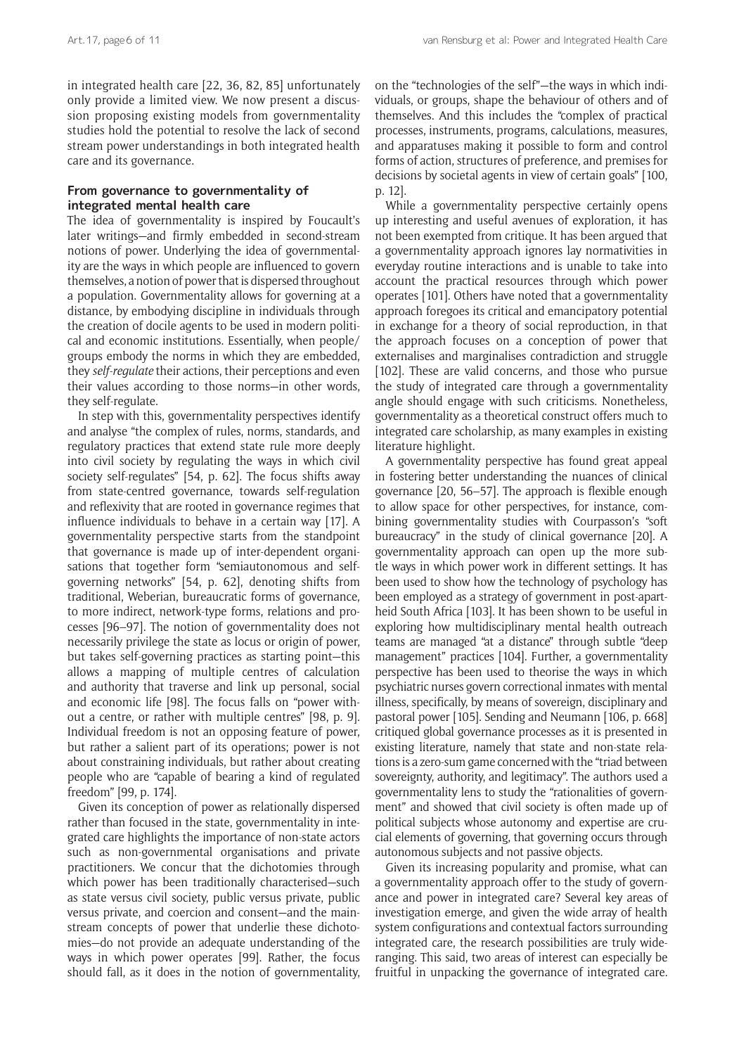in integrated health care [22, 36, 82, 85] unfortunately only provide a limited view. We now present a discussion proposing existing models from governmentality studies hold the potential to resolve the lack of second stream power understandings in both integrated health care and its governance.

### From governance to governmentality of integrated mental health care

The idea of governmentality is inspired by Foucault's later writings—and firmly embedded in second-stream notions of power. Underlying the idea of governmentality are the ways in which people are influenced to govern themselves, a notion of power that is dispersed throughout a population. Governmentality allows for governing at a distance, by embodying discipline in individuals through the creation of docile agents to be used in modern political and economic institutions. Essentially, when people/groups embody the norms in which they are embedded, they *self-regulate* their actions, their perceptions and even their values according to those norms—in other words, they self-regulate.

In step with this, governmentality perspectives identify and analyse "the complex of rules, norms, standards, and regulatory practices that extend state rule more deeply into civil society by regulating the ways in which civil society self-regulates" [54, p. 62]. The focus shifts away from state-centred governance, towards self-regulation and reflexivity that are rooted in governance regimes that influence individuals to behave in a certain way [17]. A governmentality perspective starts from the standpoint that governance is made up of inter-dependent organisations that together form "semiautonomous and self-governing networks" [54, p. 62], denoting shifts from traditional, Weberian, bureaucratic forms of governance, to more indirect, network-type forms, relations and processes [96–97]. The notion of governmentality does not necessarily privilege the state as locus or origin of power, but takes self-governing practices as starting point—this allows a mapping of multiple centres of calculation and authority that traverse and link up personal, social and economic life [98]. The focus falls on "power without a centre, or rather with multiple centres" [98, p. 9]. Individual freedom is not an opposing feature of power, but rather a salient part of its operations; power is not about constraining individuals, but rather about creating people who are "capable of bearing a kind of regulated freedom" [99, p. 174].

Given its conception of power as relationally dispersed rather than focused in the state, governmentality in integrated care highlights the importance of non-state actors such as non-governmental organisations and private practitioners. We concur that the dichotomies through which power has been traditionally characterised—such as state versus civil society, public versus private, public versus private, and coercion and consent—and the mainstream concepts of power that underlie these dichotomies—do not provide an adequate understanding of the ways in which power operates [99]. Rather, the focus should fall, as it does in the notion of governmentality, on the "technologies of the self"—the ways in which individuals, or groups, shape the behaviour of others and of themselves. And this includes the "complex of practical processes, instruments, programs, calculations, measures, and apparatuses making it possible to form and control forms of action, structures of preference, and premises for decisions by societal agents in view of certain goals" [100, p. 12].

While a governmentality perspective certainly opens up interesting and useful avenues of exploration, it has not been exempted from critique. It has been argued that a governmentality approach ignores lay normativities in everyday routine interactions and is unable to take into account the practical resources through which power operates [101]. Others have noted that a governmentality approach foregoes its critical and emancipatory potential in exchange for a theory of social reproduction, in that the approach focuses on a conception of power that externalises and marginalises contradiction and struggle [102]. These are valid concerns, and those who pursue the study of integrated care through a governmentality angle should engage with such criticisms. Nonetheless, governmentality as a theoretical construct offers much to integrated care scholarship, as many examples in existing literature highlight.

A governmentality perspective has found great appeal in fostering better understanding the nuances of clinical governance [20, 56–57]. The approach is flexible enough to allow space for other perspectives, for instance, combining governmentality studies with Courpasson's "soft bureaucracy" in the study of clinical governance [20]. A governmentality approach can open up the more subtle ways in which power work in different settings. It has been used to show how the technology of psychology has been employed as a strategy of government in post-apartheid South Africa [103]. It has been shown to be useful in exploring how multidisciplinary mental health outreach teams are managed "at a distance" through subtle "deep management" practices [104]. Further, a governmentality perspective has been used to theorise the ways in which psychiatric nurses govern correctional inmates with mental illness, specifically, by means of sovereign, disciplinary and pastoral power [105]. Sending and Neumann [106, p. 668] critiqued global governance processes as it is presented in existing literature, namely that state and non-state relations is a zero-sum game concerned with the "triad between sovereignty, authority, and legitimacy". The authors used a governmentality lens to study the "rationalities of government" and showed that civil society is often made up of political subjects whose autonomy and expertise are crucial elements of governing, that governing occurs through autonomous subjects and not passive objects.

Given its increasing popularity and promise, what can a governmentality approach offer to the study of governance and power in integrated care? Several key areas of investigation emerge, and given the wide array of health system configurations and contextual factors surrounding integrated care, the research possibilities are truly wide-ranging. This said, two areas of interest can especially be fruitful in unpacking the governance of integrated care.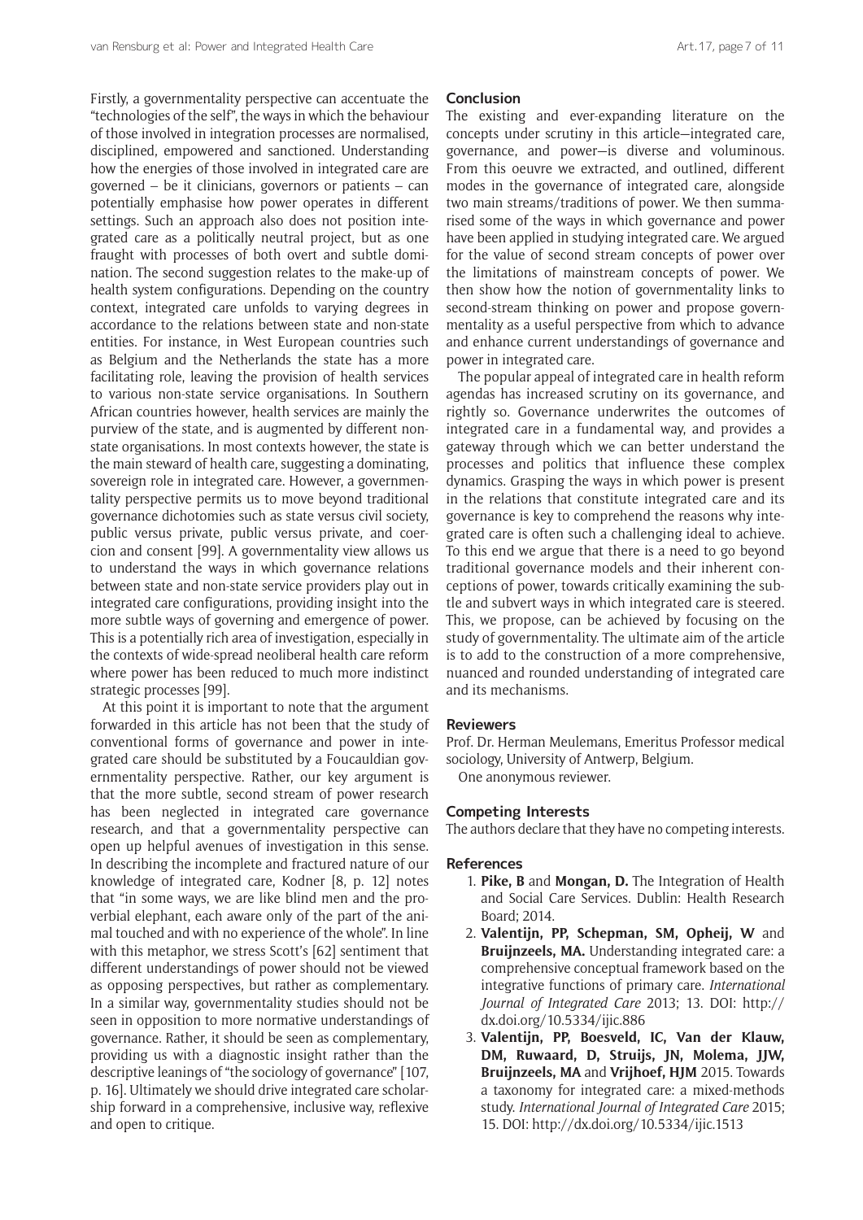Firstly, a governmentality perspective can accentuate the "technologies of the self", the ways in which the behaviour of those involved in integration processes are normalised, disciplined, empowered and sanctioned. Understanding how the energies of those involved in integrated care are governed – be it clinicians, governors or patients – can potentially emphasise how power operates in different settings. Such an approach also does not position integrated care as a politically neutral project, but as one fraught with processes of both overt and subtle domination. The second suggestion relates to the make-up of health system configurations. Depending on the country context, integrated care unfolds to varying degrees in accordance to the relations between state and non-state entities. For instance, in West European countries such as Belgium and the Netherlands the state has a more facilitating role, leaving the provision of health services to various non-state service organisations. In Southern African countries however, health services are mainly the purview of the state, and is augmented by different non-state organisations. In most contexts however, the state is the main steward of health care, suggesting a dominating, sovereign role in integrated care. However, a governmentality perspective permits us to move beyond traditional governance dichotomies such as state versus civil society, public versus private, public versus private, and coercion and consent [99]. A governmentality view allows us to understand the ways in which governance relations between state and non-state service providers play out in integrated care configurations, providing insight into the more subtle ways of governing and emergence of power. This is a potentially rich area of investigation, especially in the contexts of wide-spread neoliberal health care reform where power has been reduced to much more indistinct strategic processes [99].

At this point it is important to note that the argument forwarded in this article has not been that the study of conventional forms of governance and power in integrated care should be substituted by a Foucauldian governmentality perspective. Rather, our key argument is that the more subtle, second stream of power research has been neglected in integrated care governance research, and that a governmentality perspective can open up helpful avenues of investigation in this sense. In describing the incomplete and fractured nature of our knowledge of integrated care, Kodner [8, p. 12] notes that "in some ways, we are like blind men and the proverbial elephant, each aware only of the part of the animal touched and with no experience of the whole". In line with this metaphor, we stress Scott's [62] sentiment that different understandings of power should not be viewed as opposing perspectives, but rather as complementary. In a similar way, governmentality studies should not be seen in opposition to more normative understandings of governance. Rather, it should be seen as complementary, providing us with a diagnostic insight rather than the descriptive leanings of "the sociology of governance" [107, p. 16]. Ultimately we should drive integrated care scholarship forward in a comprehensive, inclusive way, reflexive and open to critique.

## Conclusion

The existing and ever-expanding literature on the concepts under scrutiny in this article—integrated care, governance, and power—is diverse and voluminous. From this oeuvre we extracted, and outlined, different modes in the governance of integrated care, alongside two main streams/traditions of power. We then summarised some of the ways in which governance and power have been applied in studying integrated care. We argued for the value of second stream concepts of power over the limitations of mainstream concepts of power. We then show how the notion of governmentality links to second-stream thinking on power and propose governmentality as a useful perspective from which to advance and enhance current understandings of governance and power in integrated care.

The popular appeal of integrated care in health reform agendas has increased scrutiny on its governance, and rightly so. Governance underwrites the outcomes of integrated care in a fundamental way, and provides a gateway through which we can better understand the processes and politics that influence these complex dynamics. Grasping the ways in which power is present in the relations that constitute integrated care and its governance is key to comprehend the reasons why integrated care is often such a challenging ideal to achieve. To this end we argue that there is a need to go beyond traditional governance models and their inherent conceptions of power, towards critically examining the subtle and subvert ways in which integrated care is steered. This, we propose, can be achieved by focusing on the study of governmentality. The ultimate aim of the article is to add to the construction of a more comprehensive, nuanced and rounded understanding of integrated care and its mechanisms.

## Reviewers

Prof. Dr. Herman Meulemans, Emeritus Professor medical sociology, University of Antwerp, Belgium.

One anonymous reviewer.

## Competing Interests

The authors declare that they have no competing interests.

## References

1. **Pike, B** and **Mongan, D.** The Integration of Health and Social Care Services. Dublin: Health Research Board; 2014.
2. **Valentijn, PP, Schepman, SM, Opheij, W** and **Bruijnzeels, MA.** Understanding integrated care: a comprehensive conceptual framework based on the integrative functions of primary care. *International Journal of Integrated Care* 2013; 13. DOI: http://dx.doi.org/10.5334/ijic.886
3. **Valentijn, PP, Boesveld, IC, Van der Klauw, DM, Ruwaard, D, Struijs, JN, Molema, JJW, Bruijnzeels, MA** and **Vrijhoef, HJM** 2015. Towards a taxonomy for integrated care: a mixed-methods study. *International Journal of Integrated Care* 2015; 15. DOI: http://dx.doi.org/10.5334/ijic.1513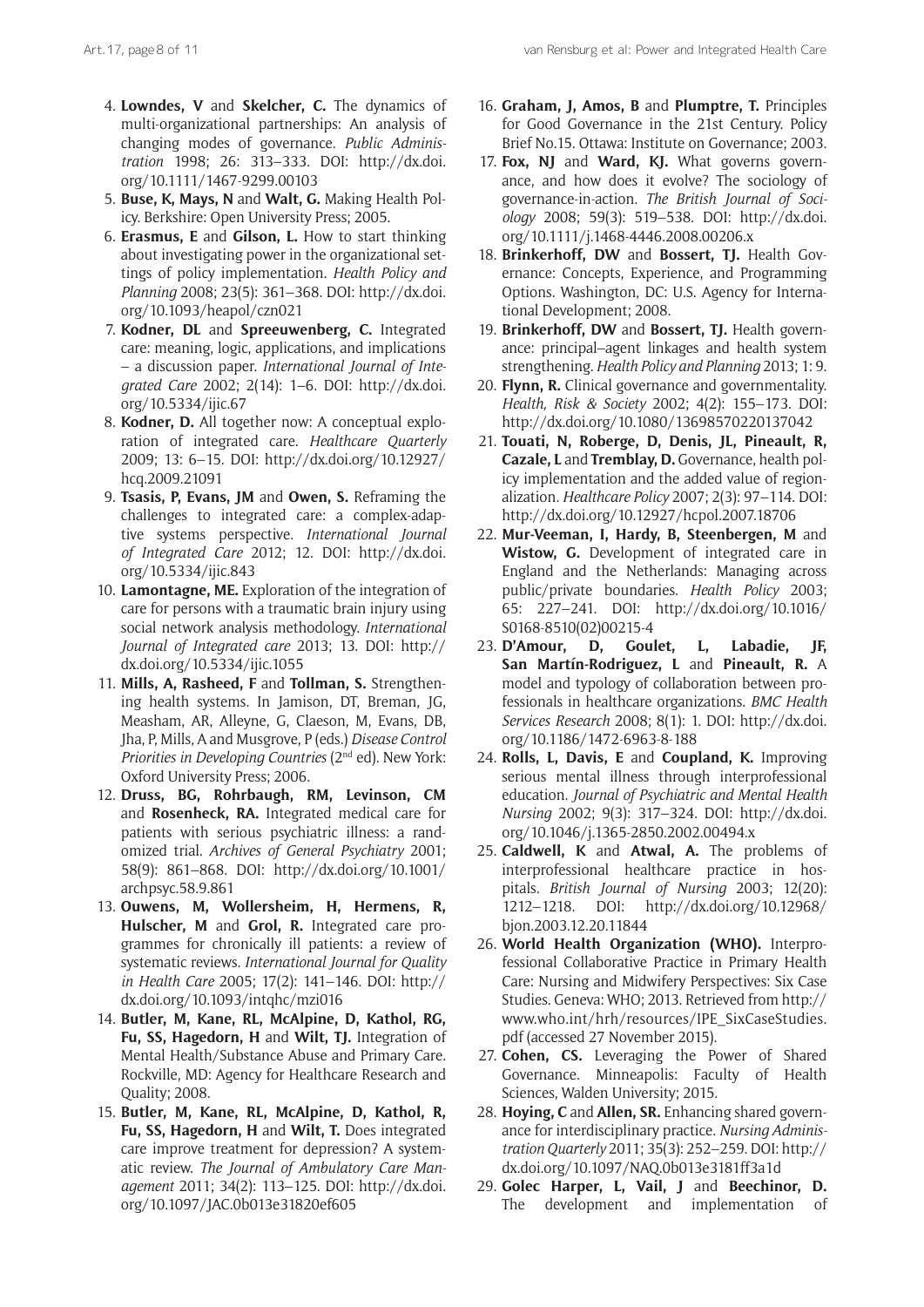4. **Lowndes, V** and **Skelcher, C.** The dynamics of multi-organizational partnerships: An analysis of changing modes of governance. *Public Administration* 1998; 26: 313–333. DOI: http://dx.doi.org/10.1111/1467-9299.00103
5. **Buse, K, Mays, N** and **Walt, G.** Making Health Policy. Berkshire: Open University Press; 2005.
6. **Erasmus, E** and **Gilson, L.** How to start thinking about investigating power in the organizational settings of policy implementation. *Health Policy and Planning* 2008; 23(5): 361–368. DOI: http://dx.doi.org/10.1093/heapol/czn021
7. **Kodner, DL** and **Spreeuwenberg, C.** Integrated care: meaning, logic, applications, and implications – a discussion paper. *International Journal of Integrated Care* 2002; 2(14): 1–6. DOI: http://dx.doi.org/10.5334/ijic.67
8. **Kodner, D.** All together now: A conceptual exploration of integrated care. *Healthcare Quarterly* 2009; 13: 6–15. DOI: http://dx.doi.org/10.12927/hcq.2009.21091
9. **Tsasis, P, Evans, JM** and **Owen, S.** Reframing the challenges to integrated care: a complex-adaptive systems perspective. *International Journal of Integrated Care* 2012; 12. DOI: http://dx.doi.org/10.5334/ijic.843
10. **Lamontagne, ME.** Exploration of the integration of care for persons with a traumatic brain injury using social network analysis methodology. *International Journal of Integrated care* 2013; 13. DOI: http://dx.doi.org/10.5334/ijic.1055
11. **Mills, A, Rasheed, F** and **Tollman, S.** Strengthening health systems. In Jamison, DT, Breman, JG, Measham, AR, Alleyne, G, Claeson, M, Evans, DB, Jha, P, Mills, A and Musgrove, P (eds.) *Disease Control Priorities in Developing Countries* (2nd ed). New York: Oxford University Press; 2006.
12. **Druss, BG, Rohrbaugh, RM, Levinson, CM** and **Rosenheck, RA.** Integrated medical care for patients with serious psychiatric illness: a randomized trial. *Archives of General Psychiatry* 2001; 58(9): 861–868. DOI: http://dx.doi.org/10.1001/archpsyc.58.9.861
13. **Ouwens, M, Wollersheim, H, Hermens, R, Hulscher, M** and **Grol, R.** Integrated care programmes for chronically ill patients: a review of systematic reviews. *International Journal for Quality in Health Care* 2005; 17(2): 141–146. DOI: http://dx.doi.org/10.1093/intqhc/mzi016
14. **Butler, M, Kane, RL, McAlpine, D, Kathol, RG, Fu, SS, Hagedorn, H** and **Wilt, TJ.** Integration of Mental Health/Substance Abuse and Primary Care. Rockville, MD: Agency for Healthcare Research and Quality; 2008.
15. **Butler, M, Kane, RL, McAlpine, D, Kathol, R, Fu, SS, Hagedorn, H** and **Wilt, T.** Does integrated care improve treatment for depression? A systematic review. *The Journal of Ambulatory Care Management* 2011; 34(2): 113–125. DOI: http://dx.doi.org/10.1097/JAC.0b013e31820ef605
16. **Graham, J, Amos, B** and **Plumptre, T.** Principles for Good Governance in the 21st Century. Policy Brief No.15. Ottawa: Institute on Governance; 2003.
17. **Fox, NJ** and **Ward, KJ.** What governs governance, and how does it evolve? The sociology of governance-in-action. *The British Journal of Sociology* 2008; 59(3): 519–538. DOI: http://dx.doi.org/10.1111/j.1468-4446.2008.00206.x
18. **Brinkerhoff, DW** and **Bossert, TJ.** Health Governance: Concepts, Experience, and Programming Options. Washington, DC: U.S. Agency for International Development; 2008.
19. **Brinkerhoff, DW** and **Bossert, TJ.** Health governance: principal–agent linkages and health system strengthening. *Health Policy and Planning* 2013; 1: 9.
20. **Flynn, R.** Clinical governance and governmentality. *Health, Risk & Society* 2002; 4(2): 155–173. DOI: http://dx.doi.org/10.1080/13698570220137042
21. **Touati, N, Roberge, D, Denis, JL, Pineault, R, Cazale, L** and **Tremblay, D.** Governance, health policy implementation and the added value of regionalization. *Healthcare Policy* 2007; 2(3): 97–114. DOI: http://dx.doi.org/10.12927/hcpol.2007.18706
22. **Mur-Veeman, I, Hardy, B, Steenbergen, M** and **Wistow, G.** Development of integrated care in England and the Netherlands: Managing across public/private boundaries. *Health Policy* 2003; 65: 227–241. DOI: http://dx.doi.org/10.1016/S0168-8510(02)00215-4
23. **D'Amour, D, Goulet, L, Labadie, JF, San Martín-Rodriguez, L** and **Pineault, R.** A model and typology of collaboration between professionals in healthcare organizations. *BMC Health Services Research* 2008; 8(1): 1. DOI: http://dx.doi.org/10.1186/1472-6963-8-188
24. **Rolls, L, Davis, E** and **Coupland, K.** Improving serious mental illness through interprofessional education. *Journal of Psychiatric and Mental Health Nursing* 2002; 9(3): 317–324. DOI: http://dx.doi.org/10.1046/j.1365-2850.2002.00494.x
25. **Caldwell, K** and **Atwal, A.** The problems of interprofessional healthcare practice in hospitals. *British Journal of Nursing* 2003; 12(20): 1212–1218. DOI: http://dx.doi.org/10.12968/bjon.2003.12.20.11844
26. **World Health Organization (WHO).** Interprofessional Collaborative Practice in Primary Health Care: Nursing and Midwifery Perspectives: Six Case Studies. Geneva: WHO; 2013. Retrieved from http://www.who.int/hrh/resources/IPE_SixCaseStudies.pdf (accessed 27 November 2015).
27. **Cohen, CS.** Leveraging the Power of Shared Governance. Minneapolis: Faculty of Health Sciences, Walden University; 2015.
28. **Hoying, C** and **Allen, SR.** Enhancing shared governance for interdisciplinary practice. *Nursing Administration Quarterly* 2011; 35(3): 252–259. DOI: http://dx.doi.org/10.1097/NAQ.0b013e3181ff3a1d
29. **Golec Harper, L, Vail, J** and **Beechinor, D.** The development and implementation of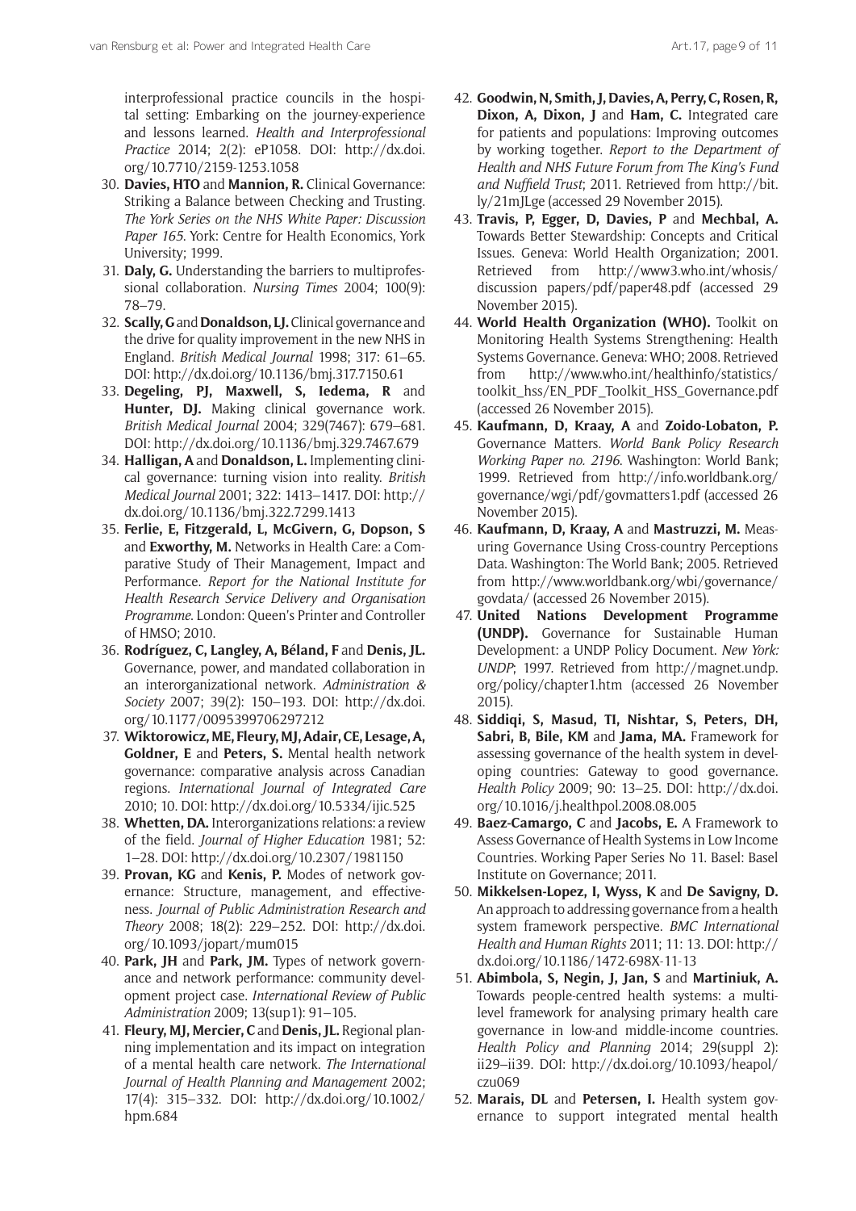interprofessional practice councils in the hospital setting: Embarking on the journey-experience and lessons learned. *Health and Interprofessional Practice* 2014; 2(2): eP1058. DOI: http://dx.doi.org/10.7710/2159-1253.1058

30. **Davies, HTO** and **Mannion, R.** Clinical Governance: Striking a Balance between Checking and Trusting. *The York Series on the NHS White Paper: Discussion Paper 165*. York: Centre for Health Economics, York University; 1999.
31. **Daly, G.** Understanding the barriers to multiprofessional collaboration. *Nursing Times* 2004; 100(9): 78–79.
32. **Scally, G** and **Donaldson, LJ.** Clinical governance and the drive for quality improvement in the new NHS in England. *British Medical Journal* 1998; 317: 61–65. DOI: http://dx.doi.org/10.1136/bmj.317.7150.61
33. **Degeling, PJ, Maxwell, S, Iedema, R** and **Hunter, DJ.** Making clinical governance work. *British Medical Journal* 2004; 329(7467): 679–681. DOI: http://dx.doi.org/10.1136/bmj.329.7467.679
34. **Halligan, A** and **Donaldson, L.** Implementing clinical governance: turning vision into reality. *British Medical Journal* 2001; 322: 1413–1417. DOI: http://dx.doi.org/10.1136/bmj.322.7299.1413
35. **Ferlie, E, Fitzgerald, L, McGivern, G, Dopson, S** and **Exworthy, M.** Networks in Health Care: a Comparative Study of Their Management, Impact and Performance. *Report for the National Institute for Health Research Service Delivery and Organisation Programme*. London: Queen's Printer and Controller of HMSO; 2010.
36. **Rodríguez, C, Langley, A, Béland, F** and **Denis, JL.** Governance, power, and mandated collaboration in an interorganizational network. *Administration & Society* 2007; 39(2): 150–193. DOI: http://dx.doi.org/10.1177/0095399706297212
37. **Wiktorowicz, ME, Fleury, MJ, Adair, CE, Lesage, A, Goldner, E** and **Peters, S.** Mental health network governance: comparative analysis across Canadian regions. *International Journal of Integrated Care* 2010; 10. DOI: http://dx.doi.org/10.5334/ijic.525
38. **Whetten, DA.** Interorganizations relations: a review of the field. *Journal of Higher Education* 1981; 52: 1–28. DOI: http://dx.doi.org/10.2307/1981150
39. **Provan, KG** and **Kenis, P.** Modes of network governance: Structure, management, and effectiveness. *Journal of Public Administration Research and Theory* 2008; 18(2): 229–252. DOI: http://dx.doi.org/10.1093/jopart/mum015
40. **Park, JH** and **Park, JM.** Types of network governance and network performance: community development project case. *International Review of Public Administration* 2009; 13(sup1): 91–105.
41. **Fleury, MJ, Mercier, C** and **Denis, JL.** Regional planning implementation and its impact on integration of a mental health care network. *The International Journal of Health Planning and Management* 2002; 17(4): 315–332. DOI: http://dx.doi.org/10.1002/hpm.684
42. **Goodwin, N, Smith, J, Davies, A, Perry, C, Rosen, R, Dixon, A, Dixon, J** and **Ham, C.** Integrated care for patients and populations: Improving outcomes by working together. *Report to the Department of Health and NHS Future Forum from The King's Fund and Nuffield Trust*; 2011. Retrieved from http://bit.ly/21mJLge (accessed 29 November 2015).
43. **Travis, P, Egger, D, Davies, P** and **Mechbal, A.** Towards Better Stewardship: Concepts and Critical Issues. Geneva: World Health Organization; 2001. Retrieved from http://www3.who.int/whosis/discussion papers/pdf/paper48.pdf (accessed 29 November 2015).
44. **World Health Organization (WHO).** Toolkit on Monitoring Health Systems Strengthening: Health Systems Governance. Geneva: WHO; 2008. Retrieved from http://www.who.int/healthinfo/statistics/toolkit_hss/EN_PDF_Toolkit_HSS_Governance.pdf (accessed 26 November 2015).
45. **Kaufmann, D, Kraay, A** and **Zoido-Lobaton, P.** Governance Matters. *World Bank Policy Research Working Paper no. 2196*. Washington: World Bank; 1999. Retrieved from http://info.worldbank.org/governance/wgi/pdf/govmatters1.pdf (accessed 26 November 2015).
46. **Kaufmann, D, Kraay, A** and **Mastruzzi, M.** Measuring Governance Using Cross-country Perceptions Data. Washington: The World Bank; 2005. Retrieved from http://www.worldbank.org/wbi/governance/govdata/ (accessed 26 November 2015).
47. **United Nations Development Programme (UNDP).** Governance for Sustainable Human Development: a UNDP Policy Document. *New York: UNDP*; 1997. Retrieved from http://magnet.undp.org/policy/chapter1.htm (accessed 26 November 2015).
48. **Siddiqi, S, Masud, TI, Nishtar, S, Peters, DH, Sabri, B, Bile, KM** and **Jama, MA.** Framework for assessing governance of the health system in developing countries: Gateway to good governance. *Health Policy* 2009; 90: 13–25. DOI: http://dx.doi.org/10.1016/j.healthpol.2008.08.005
49. **Baez-Camargo, C** and **Jacobs, E.** A Framework to Assess Governance of Health Systems in Low Income Countries. Working Paper Series No 11. Basel: Basel Institute on Governance; 2011.
50. **Mikkelsen-Lopez, I, Wyss, K** and **De Savigny, D.** An approach to addressing governance from a health system framework perspective. *BMC International Health and Human Rights* 2011; 11: 13. DOI: http://dx.doi.org/10.1186/1472-698X-11-13
51. **Abimbola, S, Negin, J, Jan, S** and **Martiniuk, A.** Towards people-centred health systems: a multi-level framework for analysing primary health care governance in low-and middle-income countries. *Health Policy and Planning* 2014; 29(suppl 2): ii29–ii39. DOI: http://dx.doi.org/10.1093/heapol/czu069
52. **Marais, DL** and **Petersen, I.** Health system governance to support integrated mental health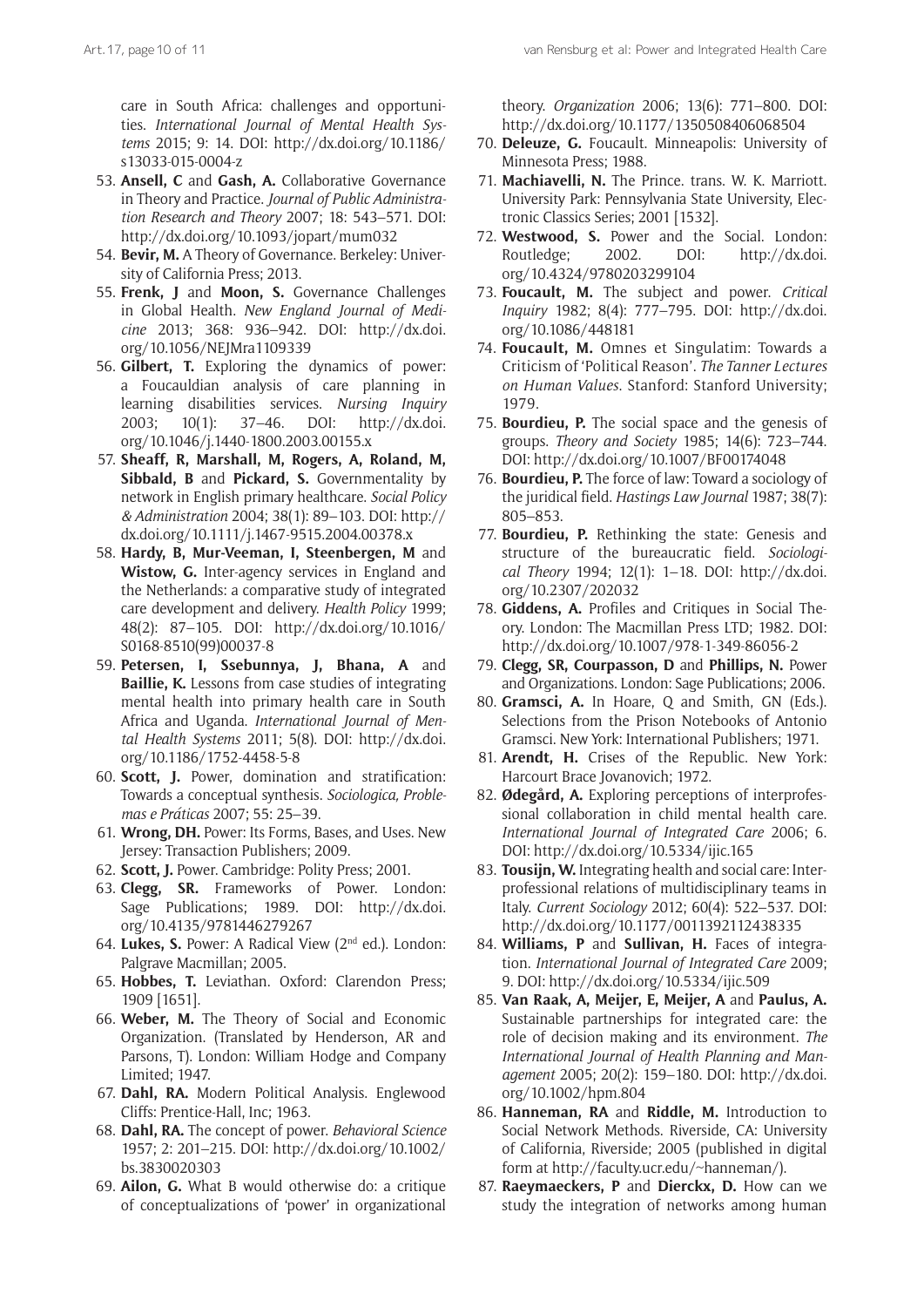care in South Africa: challenges and opportunities. *International Journal of Mental Health Systems* 2015; 9: 14. DOI: http://dx.doi.org/10.1186/s13033-015-0004-z

53. **Ansell, C** and **Gash, A.** Collaborative Governance in Theory and Practice. *Journal of Public Administration Research and Theory* 2007; 18: 543–571. DOI: http://dx.doi.org/10.1093/jopart/mum032
54. **Bevir, M.** A Theory of Governance. Berkeley: University of California Press; 2013.
55. **Frenk, J** and **Moon, S.** Governance Challenges in Global Health. *New England Journal of Medicine* 2013; 368: 936–942. DOI: http://dx.doi.org/10.1056/NEJMra1109339
56. **Gilbert, T.** Exploring the dynamics of power: a Foucauldian analysis of care planning in learning disabilities services. *Nursing Inquiry* 2003; 10(1): 37–46. DOI: http://dx.doi.org/10.1046/j.1440-1800.2003.00155.x
57. **Sheaff, R, Marshall, M, Rogers, A, Roland, M, Sibbald, B** and **Pickard, S.** Governmentality by network in English primary healthcare. *Social Policy & Administration* 2004; 38(1): 89–103. DOI: http://dx.doi.org/10.1111/j.1467-9515.2004.00378.x
58. **Hardy, B, Mur-Veeman, I, Steenbergen, M** and **Wistow, G.** Inter-agency services in England and the Netherlands: a comparative study of integrated care development and delivery. *Health Policy* 1999; 48(2): 87–105. DOI: http://dx.doi.org/10.1016/S0168-8510(99)00037-8
59. **Petersen, I, Ssebunnya, J, Bhana, A** and **Baillie, K.** Lessons from case studies of integrating mental health into primary health care in South Africa and Uganda. *International Journal of Mental Health Systems* 2011; 5(8). DOI: http://dx.doi.org/10.1186/1752-4458-5-8
60. **Scott, J.** Power, domination and stratification: Towards a conceptual synthesis. *Sociologica, Problemas e Práticas* 2007; 55: 25–39.
61. **Wrong, DH.** Power: Its Forms, Bases, and Uses. New Jersey: Transaction Publishers; 2009.
62. **Scott, J.** Power. Cambridge: Polity Press; 2001.
63. **Clegg, SR.** Frameworks of Power. London: Sage Publications; 1989. DOI: http://dx.doi.org/10.4135/9781446279267
64. **Lukes, S.** Power: A Radical View (2nd ed.). London: Palgrave Macmillan; 2005.
65. **Hobbes, T.** Leviathan. Oxford: Clarendon Press; 1909 [1651].
66. **Weber, M.** The Theory of Social and Economic Organization. (Translated by Henderson, AR and Parsons, T). London: William Hodge and Company Limited; 1947.
67. **Dahl, RA.** Modern Political Analysis. Englewood Cliffs: Prentice-Hall, Inc; 1963.
68. **Dahl, RA.** The concept of power. *Behavioral Science* 1957; 2: 201–215. DOI: http://dx.doi.org/10.1002/bs.3830020303
69. **Ailon, G.** What B would otherwise do: a critique of conceptualizations of 'power' in organizational theory. *Organization* 2006; 13(6): 771–800. DOI: http://dx.doi.org/10.1177/1350508406068504
70. **Deleuze, G.** Foucault. Minneapolis: University of Minnesota Press; 1988.
71. **Machiavelli, N.** The Prince. trans. W. K. Marriott. University Park: Pennsylvania State University, Electronic Classics Series; 2001 [1532].
72. **Westwood, S.** Power and the Social. London: Routledge; 2002. DOI: http://dx.doi.org/10.4324/9780203299104
73. **Foucault, M.** The subject and power. *Critical Inquiry* 1982; 8(4): 777–795. DOI: http://dx.doi.org/10.1086/448181
74. **Foucault, M.** Omnes et Singulatim: Towards a Criticism of 'Political Reason'. *The Tanner Lectures on Human Values*. Stanford: Stanford University; 1979.
75. **Bourdieu, P.** The social space and the genesis of groups. *Theory and Society* 1985; 14(6): 723–744. DOI: http://dx.doi.org/10.1007/BF00174048
76. **Bourdieu, P.** The force of law: Toward a sociology of the juridical field. *Hastings Law Journal* 1987; 38(7): 805–853.
77. **Bourdieu, P.** Rethinking the state: Genesis and structure of the bureaucratic field. *Sociological Theory* 1994; 12(1): 1–18. DOI: http://dx.doi.org/10.2307/202032
78. **Giddens, A.** Profiles and Critiques in Social Theory. London: The Macmillan Press LTD; 1982. DOI: http://dx.doi.org/10.1007/978-1-349-86056-2
79. **Clegg, SR, Courpasson, D** and **Phillips, N.** Power and Organizations. London: Sage Publications; 2006.
80. **Gramsci, A.** In Hoare, Q and Smith, GN (Eds.). Selections from the Prison Notebooks of Antonio Gramsci. New York: International Publishers; 1971.
81. **Arendt, H.** Crises of the Republic. New York: Harcourt Brace Jovanovich; 1972.
82. **Ødegård, A.** Exploring perceptions of interprofessional collaboration in child mental health care. *International Journal of Integrated Care* 2006; 6. DOI: http://dx.doi.org/10.5334/ijic.165
83. **Tousijn, W.** Integrating health and social care: Interprofessional relations of multidisciplinary teams in Italy. *Current Sociology* 2012; 60(4): 522–537. DOI: http://dx.doi.org/10.1177/0011392112438335
84. **Williams, P** and **Sullivan, H.** Faces of integration. *International Journal of Integrated Care* 2009; 9. DOI: http://dx.doi.org/10.5334/ijic.509
85. **Van Raak, A, Meijer, E, Meijer, A** and **Paulus, A.** Sustainable partnerships for integrated care: the role of decision making and its environment. *The International Journal of Health Planning and Management* 2005; 20(2): 159–180. DOI: http://dx.doi.org/10.1002/hpm.804
86. **Hanneman, RA** and **Riddle, M.** Introduction to Social Network Methods. Riverside, CA: University of California, Riverside; 2005 (published in digital form at http://faculty.ucr.edu/~hanneman/).
87. **Raeymaeckers, P** and **Dierckx, D.** How can we study the integration of networks among human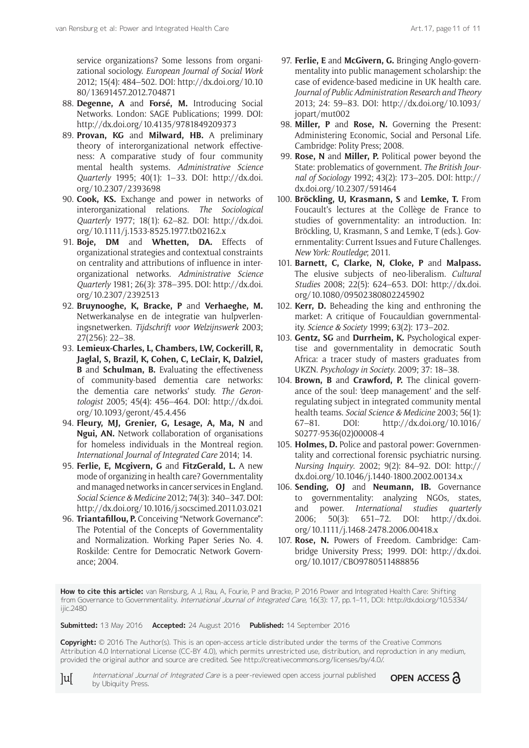service organizations? Some lessons from organizational sociology. *European Journal of Social Work* 2012; 15(4): 484–502. DOI: http://dx.doi.org/10.1080/13691457.2012.704871

88. **Degenne, A** and **Forsé, M.** Introducing Social Networks. London: SAGE Publications; 1999. DOI: http://dx.doi.org/10.4135/9781849209373
89. **Provan, KG** and **Milward, HB.** A preliminary theory of interorganizational network effectiveness: A comparative study of four community mental health systems. *Administrative Science Quarterly* 1995; 40(1): 1–33. DOI: http://dx.doi.org/10.2307/2393698
90. **Cook, KS.** Exchange and power in networks of interorganizational relations. *The Sociological Quarterly* 1977; 18(1): 62–82. DOI: http://dx.doi.org/10.1111/j.1533-8525.1977.tb02162.x
91. **Boje, DM** and **Whetten, DA.** Effects of organizational strategies and contextual constraints on centrality and attributions of influence in interorganizational networks. *Administrative Science Quarterly* 1981; 26(3): 378–395. DOI: http://dx.doi.org/10.2307/2392513
92. **Bruynooghe, K, Bracke, P** and **Verhaeghe, M.** Netwerkanalyse en de integratie van hulpverleningsnetwerken. *Tijdschrift voor Welzijnswerk* 2003; 27(256): 22–38.
93. **Lemieux-Charles, L, Chambers, LW, Cockerill, R, Jaglal, S, Brazil, K, Cohen, C, LeClair, K, Dalziel, B** and **Schulman, B.** Evaluating the effectiveness of community-based dementia care networks: the dementia care networks' study. *The Gerontologist* 2005; 45(4): 456–464. DOI: http://dx.doi.org/10.1093/geront/45.4.456
94. **Fleury, MJ, Grenier, G, Lesage, A, Ma, N** and **Ngui, AN.** Network collaboration of organisations for homeless individuals in the Montreal region. *International Journal of Integrated Care* 2014; 14.
95. **Ferlie, E, Mcgivern, G** and **FitzGerald, L.** A new mode of organizing in health care? Governmentality and managed networks in cancer services in England. *Social Science & Medicine* 2012; 74(3): 340–347. DOI: http://dx.doi.org/10.1016/j.socscimed.2011.03.021
96. **Triantafillou, P.** Conceiving "Network Governance": The Potential of the Concepts of Governmentality and Normalization. Working Paper Series No. 4. Roskilde: Centre for Democratic Network Governance; 2004.
97. **Ferlie, E** and **McGivern, G.** Bringing Anglo-governmentality into public management scholarship: the case of evidence-based medicine in UK health care. *Journal of Public Administration Research and Theory* 2013; 24: 59–83. DOI: http://dx.doi.org/10.1093/jopart/mut002
98. **Miller, P** and **Rose, N.** Governing the Present: Administering Economic, Social and Personal Life. Cambridge: Polity Press; 2008.
99. **Rose, N** and **Miller, P.** Political power beyond the State: problematics of government. *The British Journal of Sociology* 1992; 43(2): 173–205. DOI: http://dx.doi.org/10.2307/591464
100. **Bröckling, U, Krasmann, S** and **Lemke, T.** From Foucault's lectures at the Collège de France to studies of governmentality: an introduction. In: Bröckling, U, Krasmann, S and Lemke, T (eds.). Governmentality: Current Issues and Future Challenges. *New York: Routledge*; 2011.
101. **Barnett, C, Clarke, N, Cloke, P** and **Malpass.** The elusive subjects of neo-liberalism. *Cultural Studies* 2008; 22(5): 624–653. DOI: http://dx.doi.org/10.1080/09502380802245902
102. **Kerr, D.** Beheading the king and enthroning the market: A critique of Foucauldian governmentality. *Science & Society* 1999; 63(2): 173–202.
103. **Gentz, SG** and **Durrheim, K.** Psychological expertise and governmentality in democratic South Africa: a tracer study of masters graduates from UKZN. *Psychology in Society*. 2009; 37: 18–38.
104. **Brown, B** and **Crawford, P.** The clinical governance of the soul: 'deep management' and the self-regulating subject in integrated community mental health teams. *Social Science & Medicine* 2003; 56(1): 67–81. DOI: http://dx.doi.org/10.1016/S0277-9536(02)00008-4
105. **Holmes, D.** Police and pastoral power: Governmentality and correctional forensic psychiatric nursing. *Nursing Inquiry*. 2002; 9(2): 84–92. DOI: http://dx.doi.org/10.1046/j.1440-1800.2002.00134.x
106. **Sending, OJ** and **Neumann, IB.** Governance to governmentality: analyzing NGOs, states, and power. *International studies quarterly* 2006; 50(3): 651–72. DOI: http://dx.doi.org/10.1111/j.1468-2478.2006.00418.x
107. **Rose, N.** Powers of Freedom. Cambridge: Cambridge University Press; 1999. DOI: http://dx.doi.org/10.1017/CBO9780511488856

**How to cite this article:** van Rensburg, A J, Rau, A, Fourie, P and Bracke, P 2016 Power and Integrated Health Care: Shifting from Governance to Governmentality. *International Journal of Integrated Care*, 16(3): 17, pp. 1–11, DOI: http://dx.doi.org/10.5334/ijic.2480

**Submitted:** 13 May 2016 **Accepted:** 24 August 2016 **Published:** 14 September 2016

**Copyright:** © 2016 The Author(s). This is an open-access article distributed under the terms of the Creative Commons Attribution 4.0 International License (CC-BY 4.0), which permits unrestricted use, distribution, and reproduction in any medium, provided the original author and source are credited. See http://creativecommons.org/licenses/by/4.0/.

*International Journal of Integrated Care* is a peer-reviewed open access journal published by Ubiquity Press. **OPEN ACCESS**